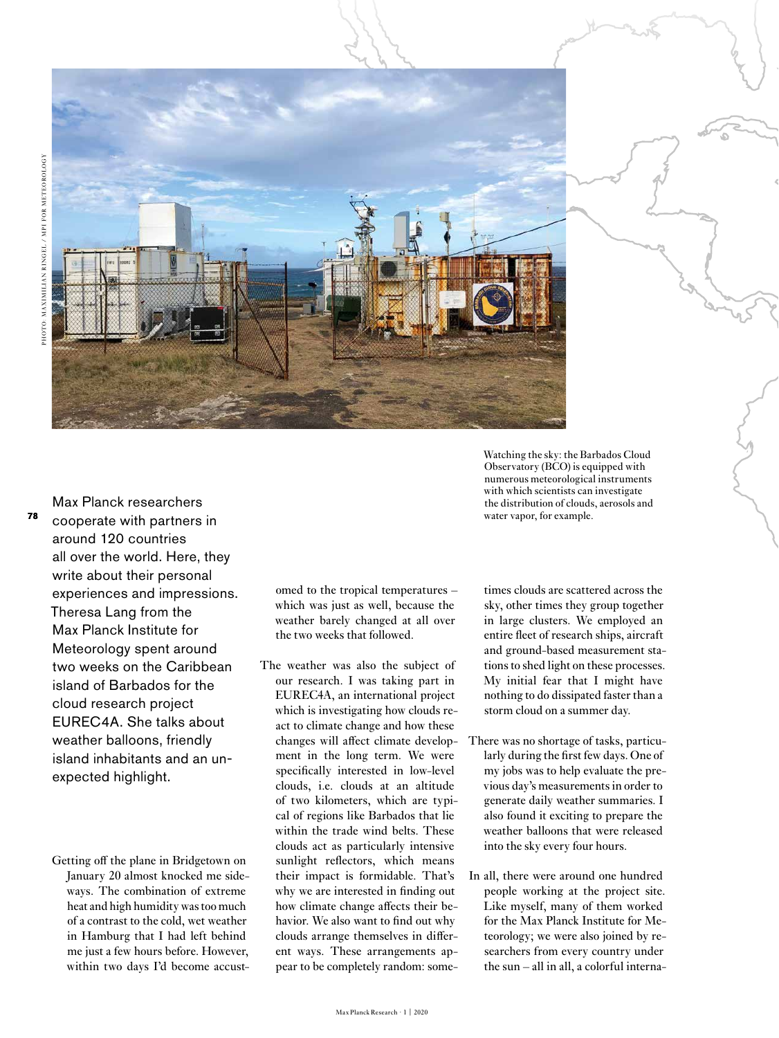Watching the sky: the Barbados Cloud Observatory (BCO) is equipped with numerous meteorological instruments with which scientists can investigate the distribution of clouds, aerosols and water vapor, for example.

PHOTO: MAXIMILIAN RINGEL / MPI FOR METEOROLOGY

Max Planck researchers cooperate with partners in around 120 countries all over the world. Here, they write about their personal experiences and impressions. Theresa Lang from the Max Planck Institute for Meteorology spent around two weeks on the Caribbean island of Barbados for the cloud research project EUREC4A. She talks about weather balloons, friendly island inhabitants and an unexpected highlight.

Getting off the plane in Bridgetown on January 20 almost knocked me sideways. The combination of extreme heat and high humidity was too much of a contrast to the cold, wet weather in Hamburg that I had left behind me just a few hours before. However, within two days I'd become accustomed to the tropical temperatures – which was just as well, because the weather barely changed at all over the two weeks that followed.

The weather was also the subject of our research. I was taking part in EUREC4A, an international project which is investigating how clouds react to climate change and how these changes will affect climate development in the long term. We were specifically interested in low-level clouds, i.e. clouds at an altitude of two kilometers, which are typical of regions like Barbados that lie within the trade wind belts. These clouds act as particularly intensive sunlight reflectors, which means their impact is formidable. That's why we are interested in finding out how climate change affects their behavior. We also want to find out why clouds arrange themselves in different ways. These arrangements appear to be completely random: sometimes clouds are scattered across the sky, other times they group together in large clusters. We employed an entire fleet of research ships, aircraft and ground-based measurement stations to shed light on these processes. My initial fear that I might have nothing to do dissipated faster than a storm cloud on a summer day.

There was no shortage of tasks, particularly during the first few days. One of my jobs was to help evaluate the previous day's measurements in order to generate daily weather summaries. I also found it exciting to prepare the weather balloons that were released into the sky every four hours.

In all, there were around one hundred people working at the project site. Like myself, many of them worked for the Max Planck Institute for Meteorology; we were also joined by researchers from every country under the sun – all in all, a colorful interna-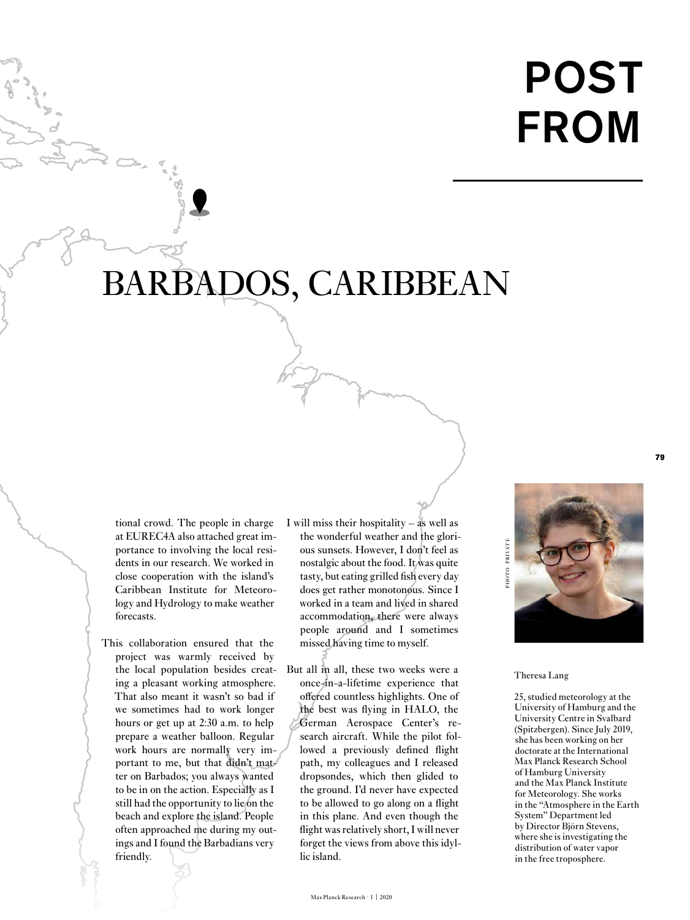# POST FROM

# BARBADOS, CARIBBEAN

tional crowd. The people in charge at EUREC4A also attached great importance to involving the local residents in our research. We worked in close cooperation with the island's Caribbean Institute for Meteorology and Hydrology to make weather forecasts.

This collaboration ensured that the project was warmly received by the local population besides creating a pleasant working atmosphere. That also meant it wasn't so bad if we sometimes had to work longer hours or get up at 2:30 a.m. to help prepare a weather balloon. Regular work hours are normally very important to me, but that didn't matter on Barbados; you always wanted to be in on the action. Especially as I still had the opportunity to lie on the beach and explore the island. People often approached me during my outings and I found the Barbadians very friendly.

I will miss their hospitality – as well as the wonderful weather and the glorious sunsets. However, I don't feel as nostalgic about the food. It was quite tasty, but eating grilled fish every day does get rather monotonous. Since I worked in a team and lived in shared accommodation, there were always people around and I sometimes missed having time to myself.

But all in all, these two weeks were a once-in-a-lifetime experience that offered countless highlights. One of the best was flying in HALO, the German Aerospace Center's research aircraft. While the pilot followed a previously defined flight path, my colleagues and I released dropsondes, which then glided to the ground. I'd never have expected to be allowed to go along on a flight in this plane. And even though the flight was relatively short, I will never forget the views from above this idyllic island.

PHOTO: PRIVATE

Theresa Lang

25, studied meteorology at the University of Hamburg and the University Centre in Svalbard (Spitzbergen). Since July 2019, she has been working on her doctorate at the International Max Planck Research School of Hamburg University and the Max Planck Institute for Meteorology. She works in the "Atmosphere in the Earth System" Department led by Director Björn Stevens, where she is investigating the distribution of water vapor in the free troposphere.